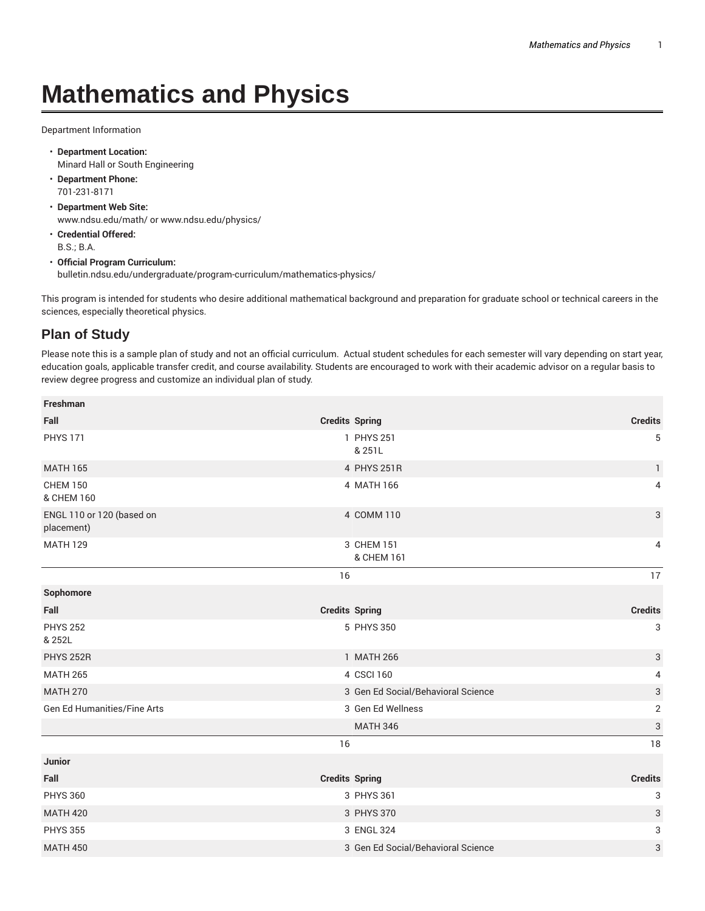# Mathematics and Physics

Department Information

- **Department Location:**
  Minard Hall or South Engineering
- **Department Phone:**
  701-231-8171
- **Department Web Site:**
  www.ndsu.edu/math/ or www.ndsu.edu/physics/
- **Credential Offered:**
  B.S.; B.A.
- **Official Program Curriculum:**
  bulletin.ndsu.edu/undergraduate/program-curriculum/mathematics-physics/

This program is intended for students who desire additional mathematical background and preparation for graduate school or technical careers in the sciences, especially theoretical physics.

## Plan of Study

Please note this is a sample plan of study and not an official curriculum. Actual student schedules for each semester will vary depending on start year, education goals, applicable transfer credit, and course availability. Students are encouraged to work with their academic advisor on a regular basis to review degree progress and customize an individual plan of study.

| Freshman | | | |
|---|---|---|---|
| **Fall** | **Credits** | **Spring** | **Credits** |
| PHYS 171 | 1 | PHYS 251 & 251L | 5 |
| MATH 165 | 4 | PHYS 251R | 1 |
| CHEM 150 & CHEM 160 | 4 | MATH 166 | 4 |
| ENGL 110 or 120 (based on placement) | 4 | COMM 110 | 3 |
| MATH 129 | 3 | CHEM 151 & CHEM 161 | 4 |
| | 16 | | 17 |
| **Sophomore** | | | |
| **Fall** | **Credits** | **Spring** | **Credits** |
| PHYS 252 & 252L | 5 | PHYS 350 | 3 |
| PHYS 252R | 1 | MATH 266 | 3 |
| MATH 265 | 4 | CSCI 160 | 4 |
| MATH 270 | 3 | Gen Ed Social/Behavioral Science | 3 |
| Gen Ed Humanities/Fine Arts | 3 | Gen Ed Wellness | 2 |
| | | MATH 346 | 3 |
| | 16 | | 18 |
| **Junior** | | | |
| **Fall** | **Credits** | **Spring** | **Credits** |
| PHYS 360 | 3 | PHYS 361 | 3 |
| MATH 420 | 3 | PHYS 370 | 3 |
| PHYS 355 | 3 | ENGL 324 | 3 |
| MATH 450 | 3 | Gen Ed Social/Behavioral Science | 3 |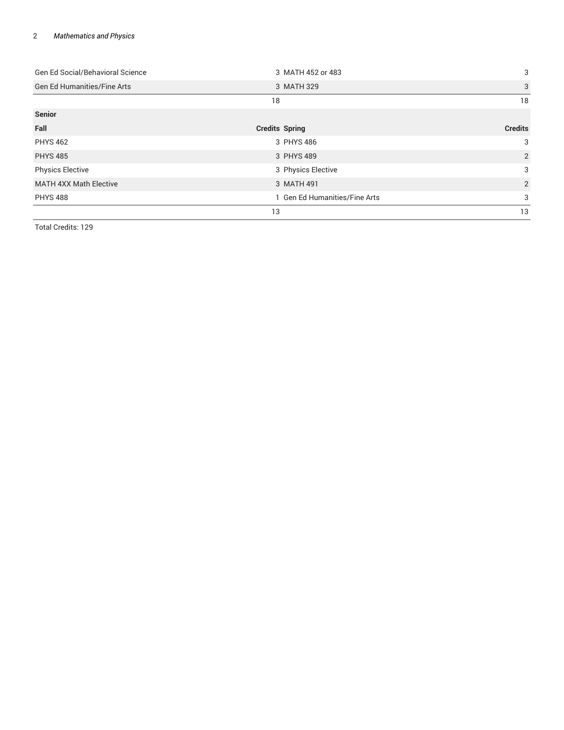| | | | |
|---|---|---|---|
| Gen Ed Social/Behavioral Science | 3 | MATH 452 or 483 | 3 |
| Gen Ed Humanities/Fine Arts | 3 | MATH 329 | 3 |
| | 18 | | 18 |
| **Senior** | | | |
| **Fall** | **Credits** | **Spring** | **Credits** |
| PHYS 462 | 3 | PHYS 486 | 3 |
| PHYS 485 | 3 | PHYS 489 | 2 |
| Physics Elective | 3 | Physics Elective | 3 |
| MATH 4XX Math Elective | 3 | MATH 491 | 2 |
| PHYS 488 | 1 | Gen Ed Humanities/Fine Arts | 3 |
| | 13 | | 13 |

Total Credits: 129